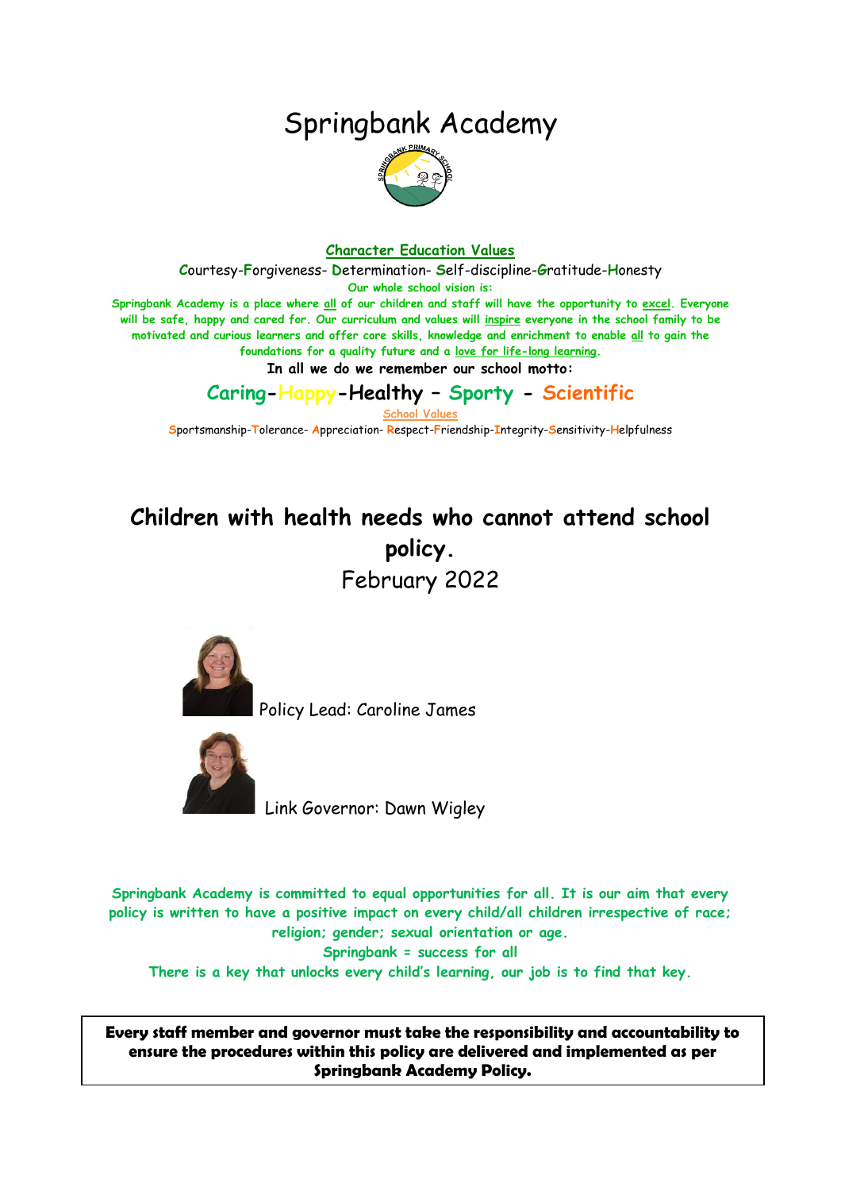# Springbank Academy

## Character Education Values

**C**ourtesy-**F**orgiveness- **D**etermination- **S**elf-discipline-**G**ratitude-**H**onesty

**Our whole school vision is:**

**Springbank Academy is a place where all of our children and staff will have the opportunity to excel. Everyone will be safe, happy and cared for. Our curriculum and values will inspire everyone in the school family to be motivated and curious learners and offer core skills, knowledge and enrichment to enable all to gain the foundations for a quality future and a love for life-long learning.**

**In all we do we remember our school motto:**

**Caring-Happy-Healthy – Sporty - Scientific**

School Values

**S**portsmanship-**T**olerance- **A**ppreciation- **R**espect-**F**riendship-**I**ntegrity-**S**ensitivity-**H**elpfulness

# Children with health needs who cannot attend school policy.

February 2022

Policy Lead: Caroline James

Link Governor: Dawn Wigley

Springbank Academy is committed to equal opportunities for all. It is our aim that every policy is written to have a positive impact on every child/all children irrespective of race; religion; gender; sexual orientation or age.

Springbank = success for all

There is a key that unlocks every child's learning, our job is to find that key.

**Every staff member and governor must take the responsibility and accountability to ensure the procedures within this policy are delivered and implemented as per Springbank Academy Policy.**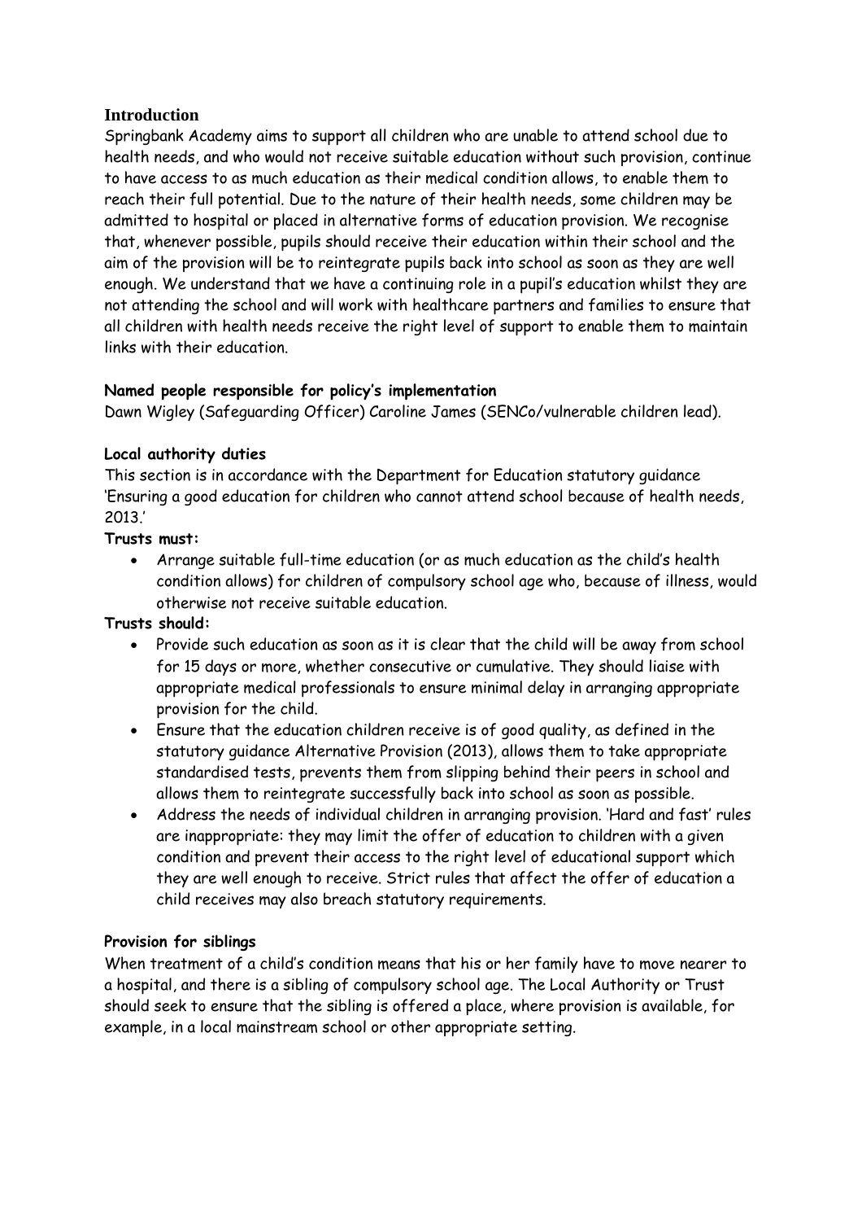## Introduction

Springbank Academy aims to support all children who are unable to attend school due to health needs, and who would not receive suitable education without such provision, continue to have access to as much education as their medical condition allows, to enable them to reach their full potential. Due to the nature of their health needs, some children may be admitted to hospital or placed in alternative forms of education provision. We recognise that, whenever possible, pupils should receive their education within their school and the aim of the provision will be to reintegrate pupils back into school as soon as they are well enough. We understand that we have a continuing role in a pupil's education whilst they are not attending the school and will work with healthcare partners and families to ensure that all children with health needs receive the right level of support to enable them to maintain links with their education.

**Named people responsible for policy's implementation**

Dawn Wigley (Safeguarding Officer) Caroline James (SENCo/vulnerable children lead).

**Local authority duties**

This section is in accordance with the Department for Education statutory guidance 'Ensuring a good education for children who cannot attend school because of health needs, 2013.'

**Trusts must:**

- Arrange suitable full-time education (or as much education as the child's health condition allows) for children of compulsory school age who, because of illness, would otherwise not receive suitable education.

**Trusts should:**

- Provide such education as soon as it is clear that the child will be away from school for 15 days or more, whether consecutive or cumulative. They should liaise with appropriate medical professionals to ensure minimal delay in arranging appropriate provision for the child.
- Ensure that the education children receive is of good quality, as defined in the statutory guidance Alternative Provision (2013), allows them to take appropriate standardised tests, prevents them from slipping behind their peers in school and allows them to reintegrate successfully back into school as soon as possible.
- Address the needs of individual children in arranging provision. 'Hard and fast' rules are inappropriate: they may limit the offer of education to children with a given condition and prevent their access to the right level of educational support which they are well enough to receive. Strict rules that affect the offer of education a child receives may also breach statutory requirements.

**Provision for siblings**

When treatment of a child's condition means that his or her family have to move nearer to a hospital, and there is a sibling of compulsory school age. The Local Authority or Trust should seek to ensure that the sibling is offered a place, where provision is available, for example, in a local mainstream school or other appropriate setting.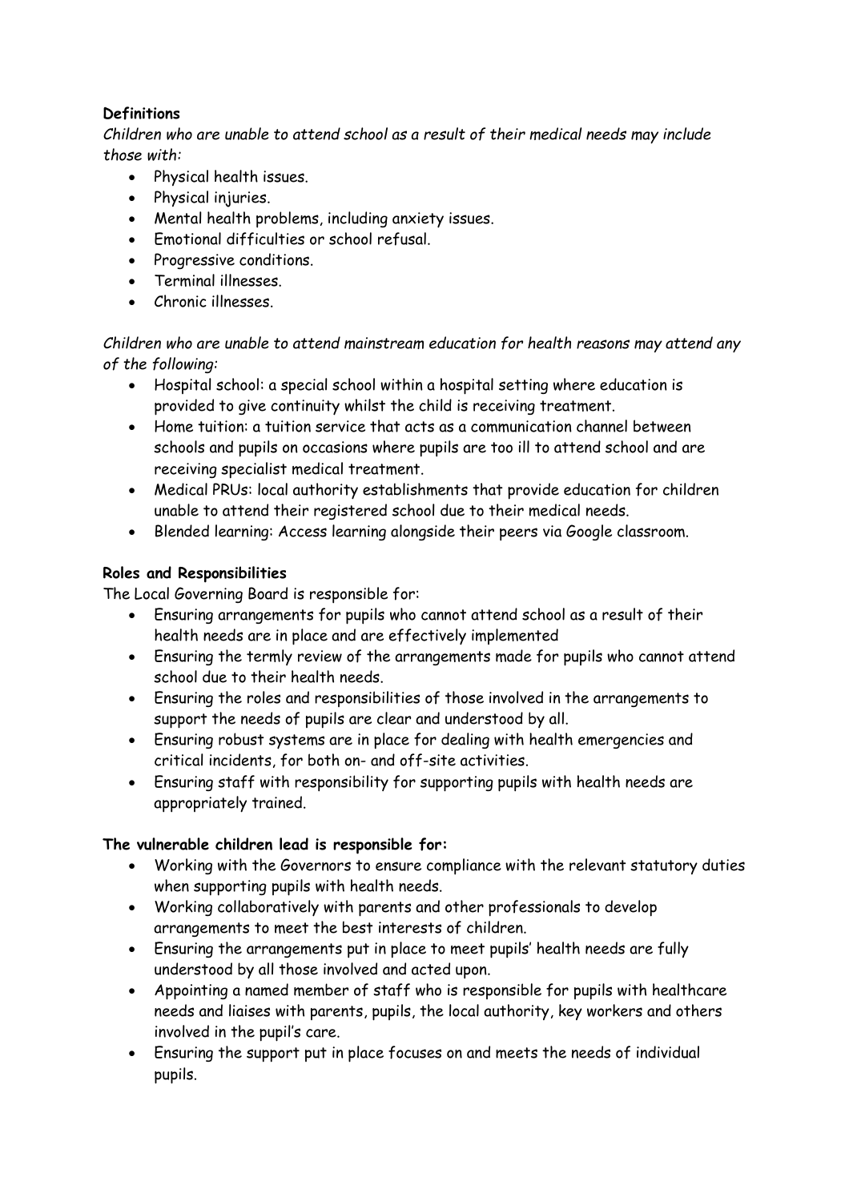**Definitions**

*Children who are unable to attend school as a result of their medical needs may include those with:*

- Physical health issues.
- Physical injuries.
- Mental health problems, including anxiety issues.
- Emotional difficulties or school refusal.
- Progressive conditions.
- Terminal illnesses.
- Chronic illnesses.

*Children who are unable to attend mainstream education for health reasons may attend any of the following:*

- Hospital school: a special school within a hospital setting where education is provided to give continuity whilst the child is receiving treatment.
- Home tuition: a tuition service that acts as a communication channel between schools and pupils on occasions where pupils are too ill to attend school and are receiving specialist medical treatment.
- Medical PRUs: local authority establishments that provide education for children unable to attend their registered school due to their medical needs.
- Blended learning: Access learning alongside their peers via Google classroom.

**Roles and Responsibilities**

The Local Governing Board is responsible for:

- Ensuring arrangements for pupils who cannot attend school as a result of their health needs are in place and are effectively implemented
- Ensuring the termly review of the arrangements made for pupils who cannot attend school due to their health needs.
- Ensuring the roles and responsibilities of those involved in the arrangements to support the needs of pupils are clear and understood by all.
- Ensuring robust systems are in place for dealing with health emergencies and critical incidents, for both on- and off-site activities.
- Ensuring staff with responsibility for supporting pupils with health needs are appropriately trained.

**The vulnerable children lead is responsible for:**

- Working with the Governors to ensure compliance with the relevant statutory duties when supporting pupils with health needs.
- Working collaboratively with parents and other professionals to develop arrangements to meet the best interests of children.
- Ensuring the arrangements put in place to meet pupils' health needs are fully understood by all those involved and acted upon.
- Appointing a named member of staff who is responsible for pupils with healthcare needs and liaises with parents, pupils, the local authority, key workers and others involved in the pupil's care.
- Ensuring the support put in place focuses on and meets the needs of individual pupils.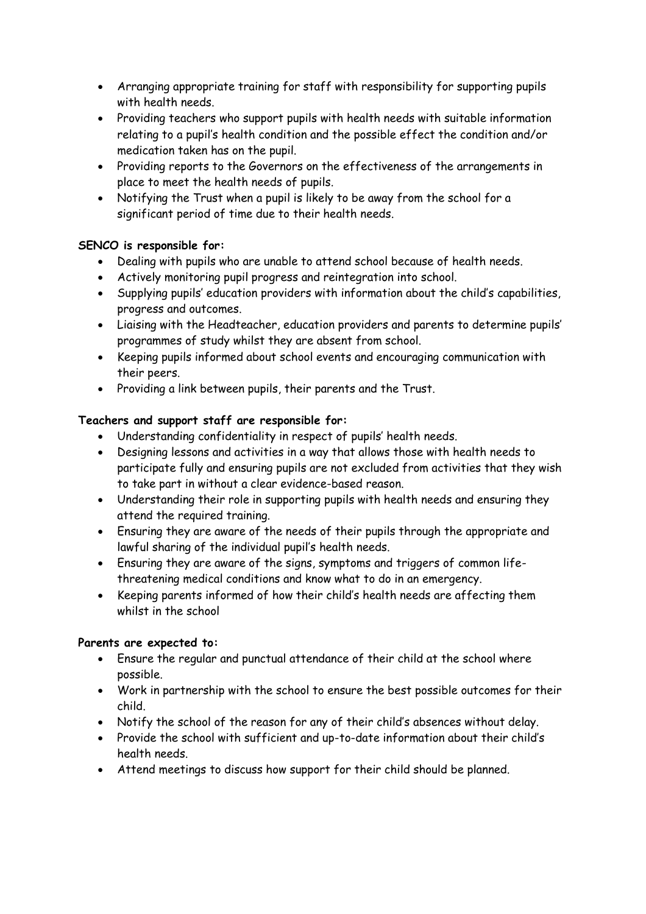- Arranging appropriate training for staff with responsibility for supporting pupils with health needs.
- Providing teachers who support pupils with health needs with suitable information relating to a pupil's health condition and the possible effect the condition and/or medication taken has on the pupil.
- Providing reports to the Governors on the effectiveness of the arrangements in place to meet the health needs of pupils.
- Notifying the Trust when a pupil is likely to be away from the school for a significant period of time due to their health needs.

**SENCO is responsible for:**

- Dealing with pupils who are unable to attend school because of health needs.
- Actively monitoring pupil progress and reintegration into school.
- Supplying pupils' education providers with information about the child's capabilities, progress and outcomes.
- Liaising with the Headteacher, education providers and parents to determine pupils' programmes of study whilst they are absent from school.
- Keeping pupils informed about school events and encouraging communication with their peers.
- Providing a link between pupils, their parents and the Trust.

**Teachers and support staff are responsible for:**

- Understanding confidentiality in respect of pupils' health needs.
- Designing lessons and activities in a way that allows those with health needs to participate fully and ensuring pupils are not excluded from activities that they wish to take part in without a clear evidence-based reason.
- Understanding their role in supporting pupils with health needs and ensuring they attend the required training.
- Ensuring they are aware of the needs of their pupils through the appropriate and lawful sharing of the individual pupil's health needs.
- Ensuring they are aware of the signs, symptoms and triggers of common life-threatening medical conditions and know what to do in an emergency.
- Keeping parents informed of how their child's health needs are affecting them whilst in the school

**Parents are expected to:**

- Ensure the regular and punctual attendance of their child at the school where possible.
- Work in partnership with the school to ensure the best possible outcomes for their child.
- Notify the school of the reason for any of their child's absences without delay.
- Provide the school with sufficient and up-to-date information about their child's health needs.
- Attend meetings to discuss how support for their child should be planned.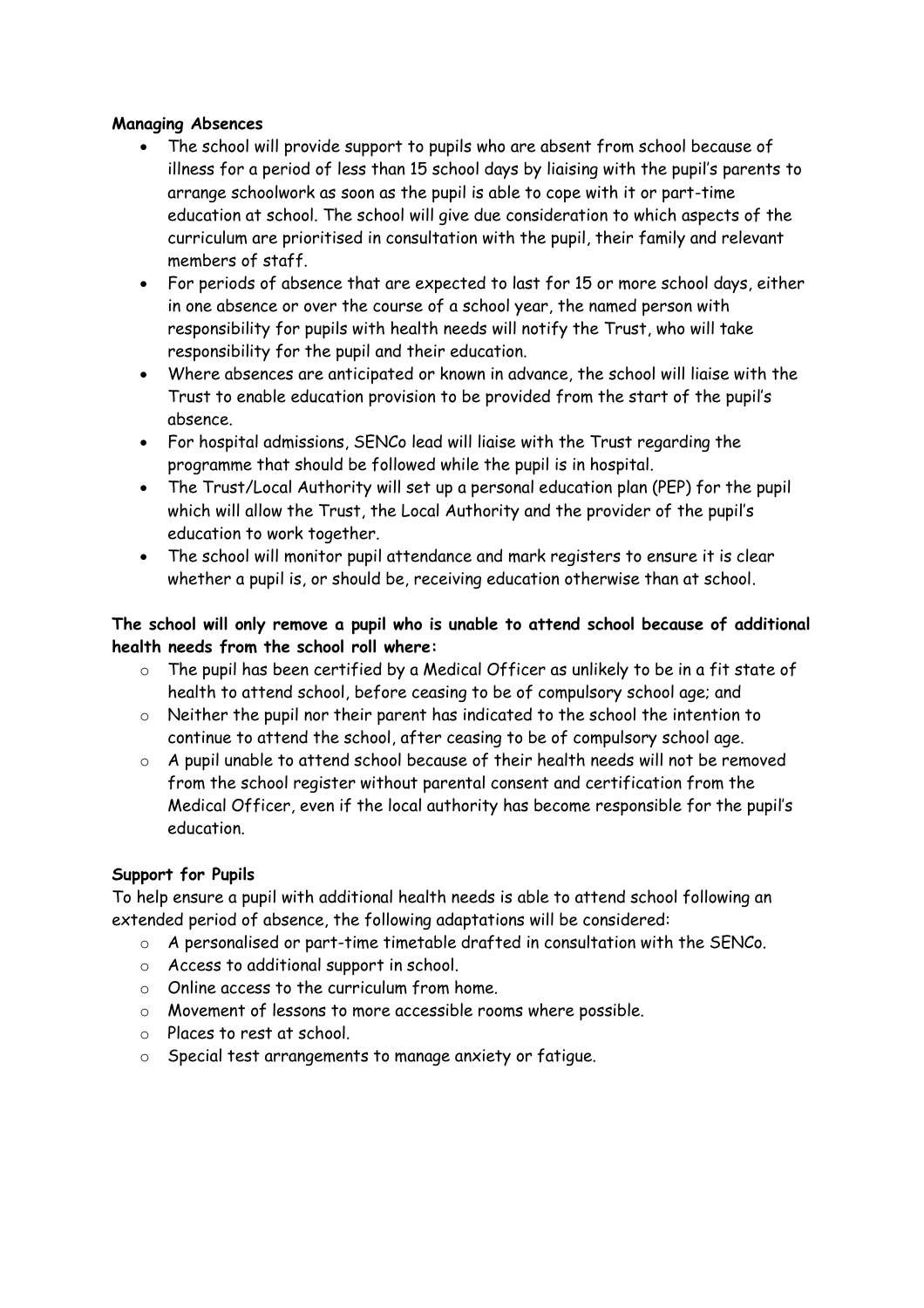**Managing Absences**

- The school will provide support to pupils who are absent from school because of illness for a period of less than 15 school days by liaising with the pupil's parents to arrange schoolwork as soon as the pupil is able to cope with it or part-time education at school. The school will give due consideration to which aspects of the curriculum are prioritised in consultation with the pupil, their family and relevant members of staff.
- For periods of absence that are expected to last for 15 or more school days, either in one absence or over the course of a school year, the named person with responsibility for pupils with health needs will notify the Trust, who will take responsibility for the pupil and their education.
- Where absences are anticipated or known in advance, the school will liaise with the Trust to enable education provision to be provided from the start of the pupil's absence.
- For hospital admissions, SENCo lead will liaise with the Trust regarding the programme that should be followed while the pupil is in hospital.
- The Trust/Local Authority will set up a personal education plan (PEP) for the pupil which will allow the Trust, the Local Authority and the provider of the pupil's education to work together.
- The school will monitor pupil attendance and mark registers to ensure it is clear whether a pupil is, or should be, receiving education otherwise than at school.

**The school will only remove a pupil who is unable to attend school because of additional health needs from the school roll where:**

- The pupil has been certified by a Medical Officer as unlikely to be in a fit state of health to attend school, before ceasing to be of compulsory school age; and
- Neither the pupil nor their parent has indicated to the school the intention to continue to attend the school, after ceasing to be of compulsory school age.
- A pupil unable to attend school because of their health needs will not be removed from the school register without parental consent and certification from the Medical Officer, even if the local authority has become responsible for the pupil's education.

**Support for Pupils**

To help ensure a pupil with additional health needs is able to attend school following an extended period of absence, the following adaptations will be considered:

- A personalised or part-time timetable drafted in consultation with the SENCo.
- Access to additional support in school.
- Online access to the curriculum from home.
- Movement of lessons to more accessible rooms where possible.
- Places to rest at school.
- Special test arrangements to manage anxiety or fatigue.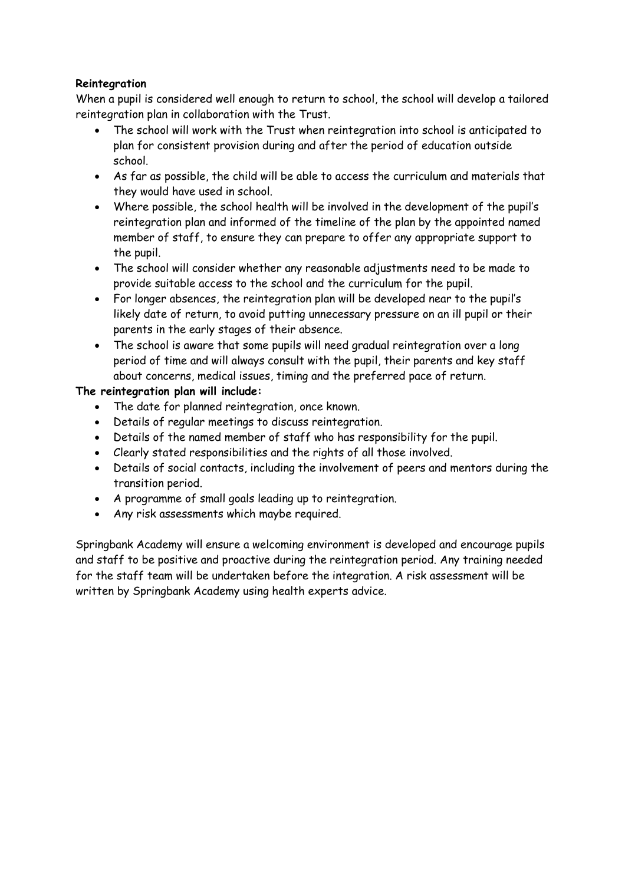**Reintegration**

When a pupil is considered well enough to return to school, the school will develop a tailored reintegration plan in collaboration with the Trust.

- The school will work with the Trust when reintegration into school is anticipated to plan for consistent provision during and after the period of education outside school.
- As far as possible, the child will be able to access the curriculum and materials that they would have used in school.
- Where possible, the school health will be involved in the development of the pupil's reintegration plan and informed of the timeline of the plan by the appointed named member of staff, to ensure they can prepare to offer any appropriate support to the pupil.
- The school will consider whether any reasonable adjustments need to be made to provide suitable access to the school and the curriculum for the pupil.
- For longer absences, the reintegration plan will be developed near to the pupil's likely date of return, to avoid putting unnecessary pressure on an ill pupil or their parents in the early stages of their absence.
- The school is aware that some pupils will need gradual reintegration over a long period of time and will always consult with the pupil, their parents and key staff about concerns, medical issues, timing and the preferred pace of return.

**The reintegration plan will include:**

- The date for planned reintegration, once known.
- Details of regular meetings to discuss reintegration.
- Details of the named member of staff who has responsibility for the pupil.
- Clearly stated responsibilities and the rights of all those involved.
- Details of social contacts, including the involvement of peers and mentors during the transition period.
- A programme of small goals leading up to reintegration.
- Any risk assessments which maybe required.

Springbank Academy will ensure a welcoming environment is developed and encourage pupils and staff to be positive and proactive during the reintegration period. Any training needed for the staff team will be undertaken before the integration. A risk assessment will be written by Springbank Academy using health experts advice.